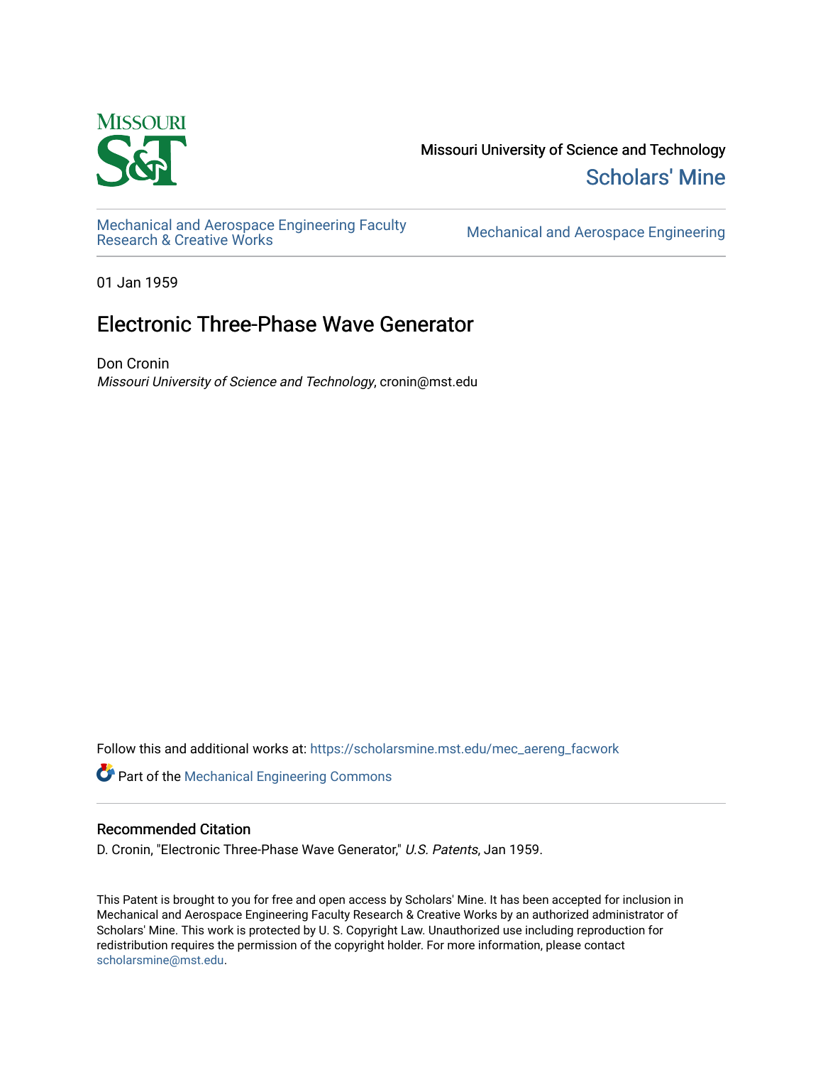Missouri University of Science and Technology

Scholars' Mine

Mechanical and Aerospace Engineering Faculty Research & Creative Works

Mechanical and Aerospace Engineering

01 Jan 1959

# Electronic Three-Phase Wave Generator

Don Cronin

*Missouri University of Science and Technology*, cronin@mst.edu

Follow this and additional works at: https://scholarsmine.mst.edu/mec_aereng_facwork

Part of the Mechanical Engineering Commons

## Recommended Citation

D. Cronin, "Electronic Three-Phase Wave Generator," *U.S. Patents*, Jan 1959.

This Patent is brought to you for free and open access by Scholars' Mine. It has been accepted for inclusion in Mechanical and Aerospace Engineering Faculty Research & Creative Works by an authorized administrator of Scholars' Mine. This work is protected by U. S. Copyright Law. Unauthorized use including reproduction for redistribution requires the permission of the copyright holder. For more information, please contact scholarsmine@mst.edu.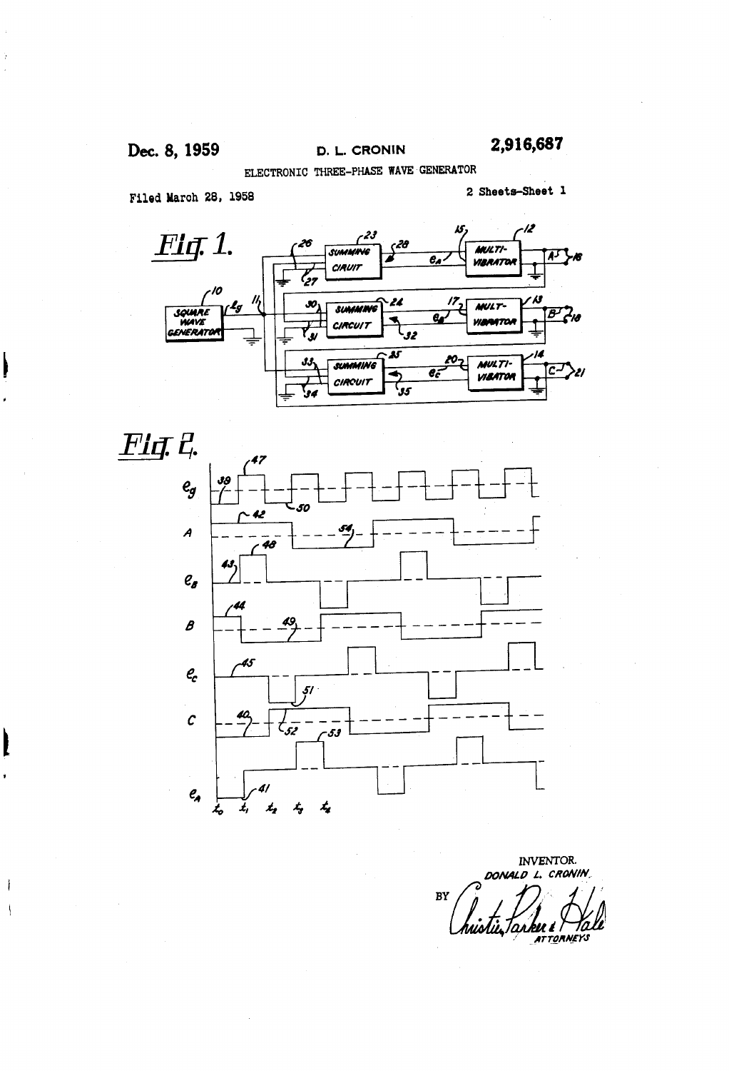Dec. 8, 1959 D. L. CRONIN 2,916,687

ELECTRONIC THREE-PHASE WAVE GENERATOR

Filed March 28, 1958 2 Sheets-Sheet 1

Fig. 1.

Fig. 2.

INVENTOR.
DONALD L. CRONIN
BY Christie, Parker & Hale
ATTORNEYS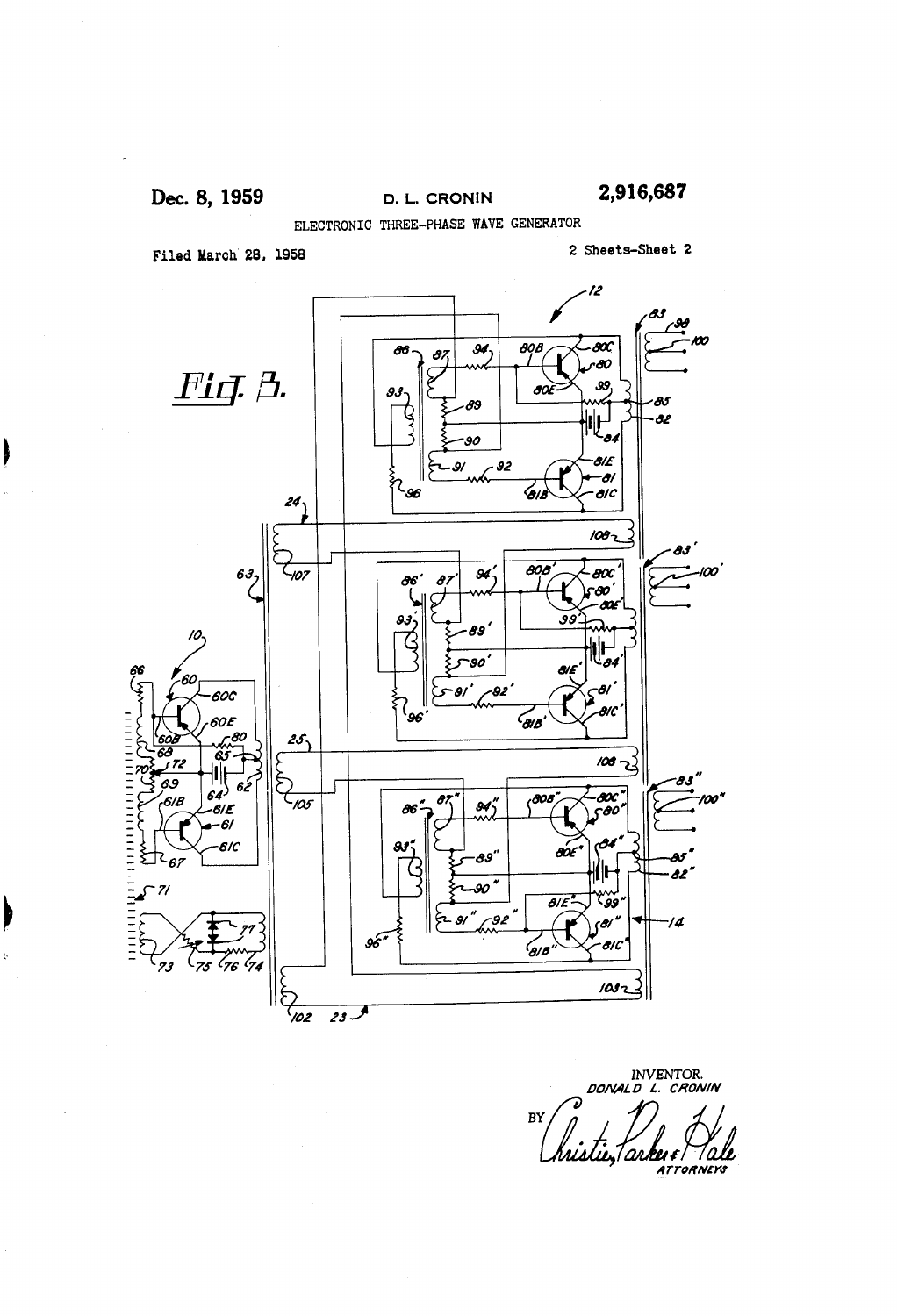Dec. 8, 1959 D. L. CRONIN 2,916,687

ELECTRONIC THREE-PHASE WAVE GENERATOR

Filed March 28, 1958 2 Sheets-Sheet 2

Fig. 3.

INVENTOR.
DONALD L. CRONIN

BY Christie, Parker & Hale
ATTORNEYS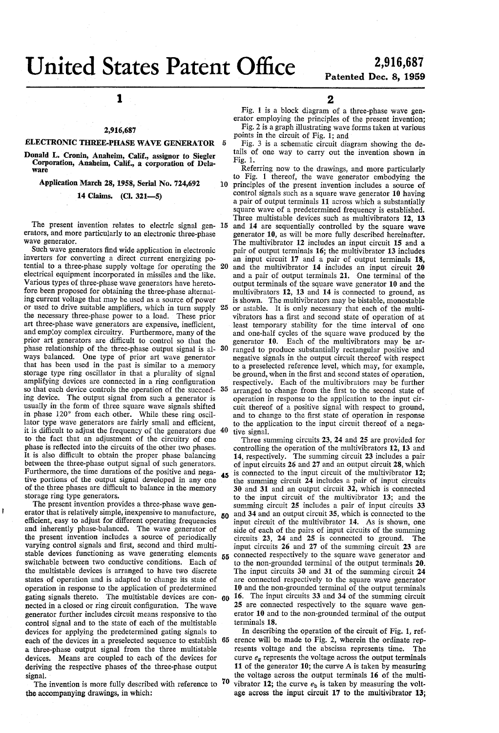# United States Patent Office

**2,916,687**

**Patented Dec. 8, 1959**

## 2,916,687

## ELECTRONIC THREE-PHASE WAVE GENERATOR

Donald L. Cronin, Anaheim, Calif., assignor to Siegler Corporation, Anaheim, Calif., a corporation of Delaware

Application March 28, 1958, Serial No. 724,692

14 Claims. (Cl. 321—5)

The present invention relates to electric signal generators, and more particularly to an electronic three-phase wave generator.

Such wave generators find wide application in electronic inverters for converting a direct current energizing potential to a three-phase supply voltage for operating the electrical equipment incorporated in missiles and the like. Various types of three-phase wave generators have heretofore been proposed for obtaining the three-phase alternating current voltage that may be used as a source of power or used to drive suitable amplifiers, which in turn supply the necessary three-phase power to a load. These prior art three-phase wave generators are expensive, inefficient, and employ complex circuitry. Furthermore, many of the prior art generators are difficult to control so that the phase relationship of the three-phase output signal is always balanced. One type of prior art wave generator that has been used in the past is similar to a memory storage type ring oscillator in that a plurality of signal amplifying devices are connected in a ring configuration so that each device controls the operation of the succeeding device. The output signal from such a generator is usually in the form of three square wave signals shifted in phase 120° from each other. While these ring oscillator type wave generators are fairly small and efficient, it is difficult to adjust the frequency of the generators due to the fact that an adjustment of the circuitry of one phase is reflected into the circuits of the other two phases. It is also difficult to obtain the proper phase balancing between the three-phase output signal of such generators. Furthermore, the time durations of the positive and negative portions of the output signal developed in any one of the three phases are difficult to balance in the memory storage ring type generators.

The present invention provides a three-phase wave generator that is relatively simple, inexpensive to manufacture, efficient, easy to adjust for different operating frequencies and inherently phase-balanced. The wave generator of the present invention includes a source of periodically varying control signals and first, second and third multistable devices functioning as wave generating elements switchable between two conductive conditions. Each of the multistable devices is arranged to have two discrete states of operation and is adapted to change its state of operation in response to the application of predetermined gating signals thereto. The multistable devices are connected in a closed or ring circuit configuration. The wave generator further includes circuit means responsive to the control signal and to the state of each of the multistable devices for applying the predetermined gating signals to each of the devices in a preselected sequence to establish a three-phase output signal from the three multistable devices. Means are coupled to each of the devices for deriving the respective phases of the three-phase output signal.

The invention is more fully described with reference to the accompanying drawings, in which:

Fig. 1 is a block diagram of a three-phase wave generator employing the principles of the present invention;

Fig. 2 is a graph illustrating wave forms taken at various points in the circuit of Fig. 1; and

Fig. 3 is a schematic circuit diagram showing the details of one way to carry out the invention shown in Fig. 1.

Referring now to the drawings, and more particularly to Fig. 1 thereof, the wave generator embodying the principles of the present invention includes a source of control signals such as a square wave generator 10 having a pair of output terminals 11 across which a substantially square wave of a predetermined frequency is established. Three multistable devices such as multivibrators 12, 13 and 14 are sequentially controlled by the square wave generator 10, as will be more fully described hereinafter. The multivibrator 12 includes an input circuit 15 and a pair of output terminals 16; the multivibrator 13 includes an input circuit 17 and a pair of output terminals 18, and the multivibrator 14 includes an input circuit 20 and a pair of output terminals 21. One terminal of the output terminals of the square wave generator 10 and the multivibrators 12, 13 and 14 is connected to ground, as is shown. The multivibrators may be bistable, monostable or astable. It is only necessary that each of the multivibrators has a first and second state of operation of at least temporary stability for the time interval of one and one-half cycles of the square wave produced by the generator 10. Each of the multivibrators may be arranged to produce substantially rectangular positive and negative signals in the output circuit thereof with respect to a preselected reference level, which may, for example, be ground, when in the first and second states of operation, respectively. Each of the multivibrators may be further arranged to change from the first to the second state of operation in response to the application to the input circuit thereof of a positive signal with respect to ground, and to change to the first state of operation in response to the application to the input circuit thereof of a negative signal.

Three summing circuits 23, 24 and 25 are provided for controlling the operation of the multivibrators 12, 13 and 14, respectively. The summing circuit 23 includes a pair of input circuits 26 and 27 and an output circuit 28, which is connected to the input circuit of the multivibrator 12; the summing circuit 24 includes a pair of input circuits 30 and 31 and an output circuit 32, which is connected to the input circuit of the multivibrator 13; and the summing circuit 25 includes a pair of input circuits 33 and 34 and an output circuit 35, which is connected to the input circuit of the multivibrator 14. As is shown, one side of each of the pairs of input circuits of the summing circuits 23, 24 and 25 is connected to ground. The input circuits 26 and 27 of the summing circuit 23 are connected respectively to the square wave generator and to the non-grounded terminal of the output terminals 20. The input circuits 30 and 31 of the summing circuit 24 are connected respectively to the square wave generator 10 and the non-grounded terminal of the output terminals 16. The input circuits 33 and 34 of the summing circuit 25 are connected respectively to the square wave generator 10 and to the non-grounded terminal of the output terminals 18.

In describing the operation of the circuit of Fig. 1, reference will be made to Fig. 2, wherein the ordinate represents voltage and the abscissa represents time. The curve $e_g$ represents the voltage across the output terminals 11 of the generator 10; the curve A is taken by measuring the voltage across the output terminals 16 of the multivibrator 12; the curve $e_b$ is taken by measuring the voltage across the input circuit 17 to the multivibrator 13;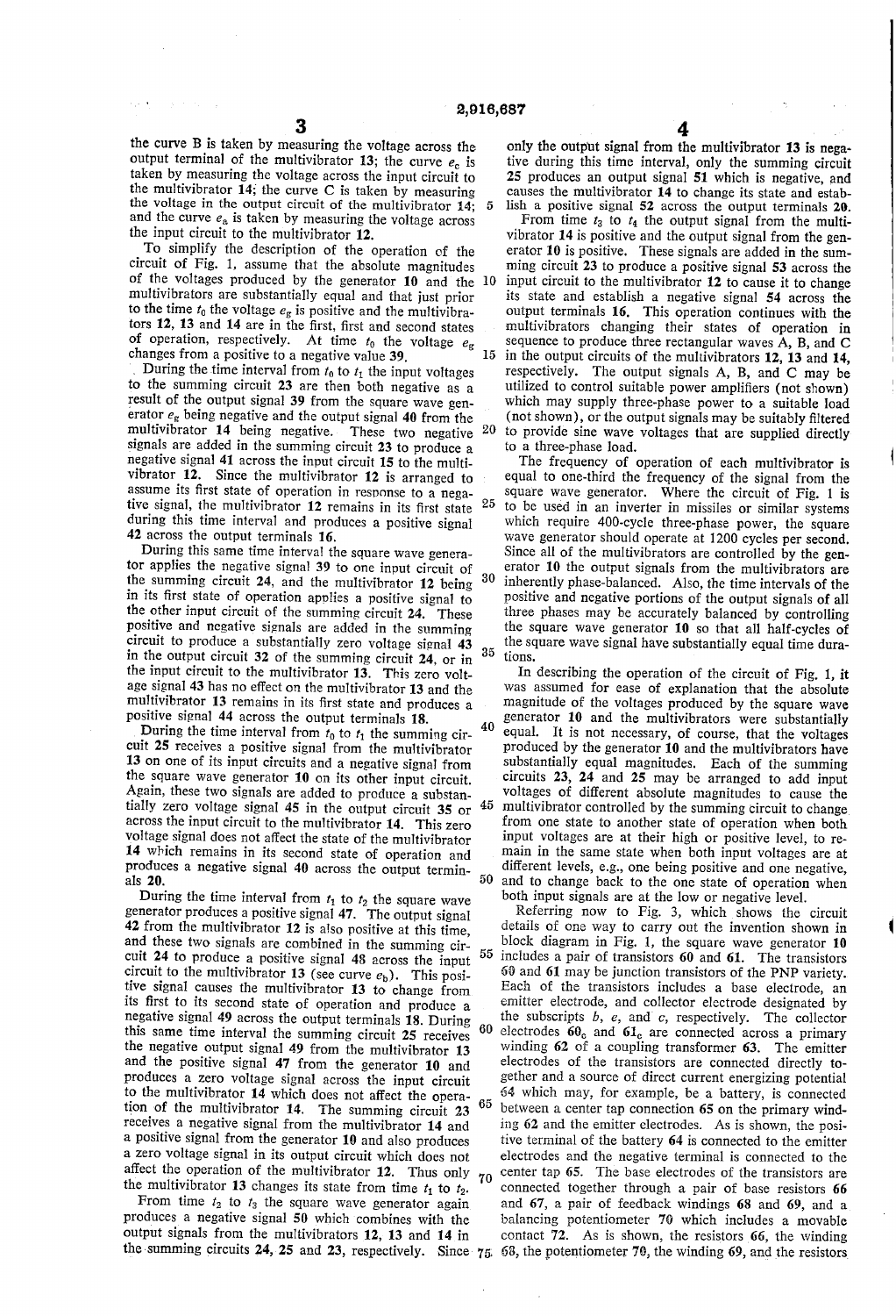the curve B is taken by measuring the voltage across the output terminal of the multivibrator 13; the curve $e_c$ is taken by measuring the voltage across the input circuit to the multivibrator 14; the curve C is taken by measuring the voltage in the output circuit of the multivibrator 14; and the curve $e_a$ is taken by measuring the voltage across the input circuit to the multivibrator 12.

To simplify the description of the operation of the circuit of Fig. 1, assume that the absolute magnitudes of the voltages produced by the generator 10 and the multivibrators are substantially equal and that just prior to the time $t_0$ the voltage $e_g$ is positive and the multivibrators 12, 13 and 14 are in the first, first and second states of operation, respectively. At time $t_0$ the voltage $e_g$ changes from a positive to a negative value 39.

During the time interval from $t_0$ to $t_1$ the input voltages to the summing circuit 23 are then both negative as a result of the output signal 39 from the square wave generator $e_g$ being negative and the output signal 40 from the multivibrator 14 being negative. These two negative signals are added in the summing circuit 23 to produce a negative signal 41 across the input circuit 15 to the multivibrator 12. Since the multivibrator 12 is arranged to assume its first state of operation in response to a negative signal, the multivibrator 12 remains in its first state during this time interval and produces a positive signal 42 across the output terminals 16.

During this same time interval the square wave generator applies the negative signal 39 to one input circuit of the summing circuit 24, and the multivibrator 12 being in its first state of operation applies a positive signal to the other input circuit of the summing circuit 24. These positive and negative signals are added in the summing circuit to produce a substantially zero voltage signal 43 in the output circuit 32 of the summing circuit 24, or in the input circuit to the multivibrator 13. This zero voltage signal 43 has no effect on the multivibrator 13 and the multivibrator 13 remains in its first state and produces a positive signal 44 across the output terminals 18.

During the time interval from $t_0$ to $t_1$ the summing circuit 25 receives a positive signal from the multivibrator 13 on one of its input circuits and a negative signal from the square wave generator 10 on its other input circuit. Again, these two signals are added to produce a substantially zero voltage signal 45 in the output circuit 35 or across the input circuit to the multivibrator 14. This zero voltage signal does not affect the state of the multivibrator 14 which remains in its second state of operation and produces a negative signal 40 across the output terminals 20.

During the time interval from $t_1$ to $t_2$ the square wave generator produces a positive signal 47. The output signal 42 from the multivibrator 12 is also positive at this time, and these two signals are combined in the summing circuit 24 to produce a positive signal 48 across the input circuit to the multivibrator 13 (see curve $e_b$). This positive signal causes the multivibrator 13 to change from its first to its second state of operation and produce a negative signal 49 across the output terminals 18. During this same time interval the summing circuit 25 receives the negative output signal 49 from the multivibrator 13 and the positive signal 47 from the generator 10 and produces a zero voltage signal across the input circuit to the multivibrator 14 which does not affect the operation of the multivibrator 14. The summing circuit 23 receives a negative signal from the multivibrator 14 and a positive signal from the generator 10 and also produces a zero voltage signal in its output circuit which does not affect the operation of the multivibrator 12. Thus only the multivibrator 13 changes its state from $t_1$ to $t_2$.

From time $t_2$ to $t_3$ the square wave generator again produces a negative signal 50 which combines with the output signals from the multivibrators 12, 13 and 14 in the summing circuits 24, 25 and 23, respectively. Since only the output signal from the multivibrator 13 is negative during this time interval, only the summing circuit 25 produces an output signal 51 which is negative, and causes the multivibrator 14 to change its state and establish a positive signal 52 across the output terminals 20.

From time $t_3$ to $t_4$ the output signal from the multivibrator 14 is positive and the output signal from the generator 10 is positive. These signals are added in the summing circuit 23 to produce a positive signal 53 across the input circuit to the multivibrator 12 to cause it to change its state and establish a negative signal 54 across the output terminals 16. This operation continues with the multivibrators changing their states of operation in sequence to produce three rectangular waves A, B, and C in the output circuits of the multivibrators 12, 13 and 14, respectively. The output signals A, B, and C may be utilized to control suitable power amplifiers (not shown) which may supply three-phase power to a suitable load (not shown), or the output signals may be suitably filtered to provide sine wave voltages that are supplied directly to a three-phase load.

The frequency of operation of each multivibrator is equal to one-third the frequency of the signal from the square wave generator. Where the circuit of Fig. 1 is to be used in an inverter in missiles or similar systems which require 400-cycle three-phase power, the square wave generator should operate at 1200 cycles per second. Since all of the multivibrators are controlled by the generator 10 the output signals from the multivibrators are inherently phase-balanced. Also, the time intervals of the positive and negative portions of the output signals of all three phases may be accurately balanced by controlling the square wave generator 10 so that all half-cycles of the square wave signal have substantially equal time durations.

In describing the operation of the circuit of Fig. 1, it was assumed for ease of explanation that the absolute magnitude of the voltages produced by the square wave generator 10 and the multivibrators were substantially equal. It is not necessary, of course, that the voltages produced by the generator 10 and the multivibrators have substantially equal magnitudes. Each of the summing circuits 23, 24 and 25 may be arranged to add input voltages of different absolute magnitudes to cause the multivibrator controlled by the summing circuit to change from one state to another state of operation when both input voltages are at their high or positive level, to remain in the same state when both input voltages are at different levels, e.g., one being positive and one negative, and to change back to the one state of operation when both input signals are at the low or negative level.

Referring now to Fig. 3, which shows the circuit details of one way to carry out the invention shown in block diagram in Fig. 1, the square wave generator 10 includes a pair of transistors 60 and 61. The transistors 60 and 61 may be junction transistors of the PNP variety. Each of the transistors includes a base electrode, an emitter electrode, and collector electrode designated by the subscripts $b$, $e$, and $c$, respectively. The collector electrodes $60_c$ and $61_c$ are connected across a primary winding 62 of a coupling transformer 63. The emitter electrodes of the transistors are connected directly together and a source of direct current energizing potential 64 which may, for example, be a battery, is connected between a center tap connection 65 on the primary winding 62 and the emitter electrodes. As is shown, the positive terminal of the battery 64 is connected to the emitter electrodes and the negative terminal is connected to the center tap 65. The base electrodes of the transistors are connected together through a pair of base resistors 66 and 67, a pair of feedback windings 68 and 69, and a balancing potentiometer 70 which includes a movable contact 72. As is shown, the resistors 66, the winding 68, the potentiometer 70, the winding 69, and the resistors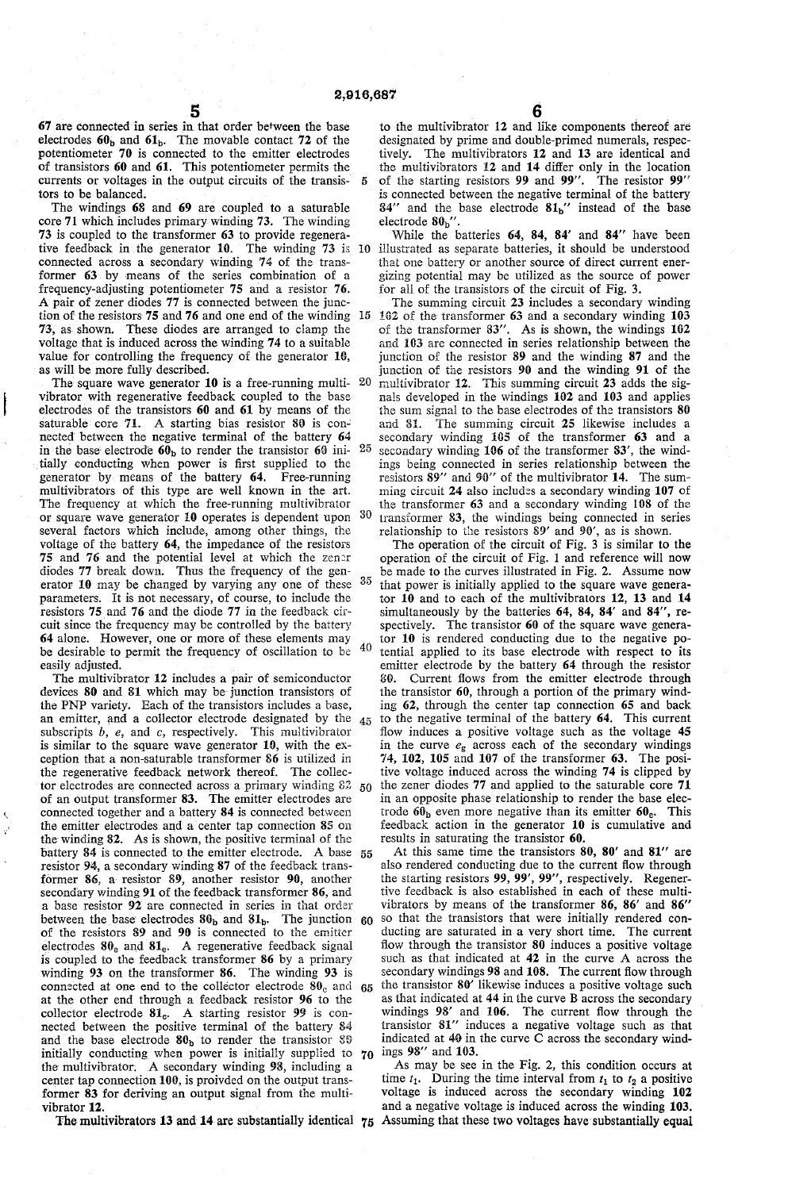67 are connected in series in that order between the base electrodes $60_b$ and $61_b$. The movable contact 72 of the potentiometer 70 is connected to the emitter electrodes of transistors 60 and 61. This potentiometer permits the currents or voltages in the output circuits of the transistors to be balanced.

The windings 68 and 69 are coupled to a saturable core 71 which includes primary winding 73. The winding 73 is coupled to the transformer 63 to provide regenerative feedback in the generator 10. The winding 73 is connected across a secondary winding 74 of the transformer 63 by means of the series combination of a frequency-adjusting potentiometer 75 and a resistor 76. A pair of zener diodes 77 is connected between the junction of the resistors 75 and 76 and one end of the winding 73, as shown. These diodes are arranged to clamp the voltage that is induced across the winding 74 to a suitable value for controlling the frequency of the generator 10, as will be more fully described.

The square wave generator 10 is a free-running multivibrator with regenerative feedback coupled to the base electrodes of the transistors 60 and 61 by means of the saturable core 71. A starting bias resistor 80 is connected between the negative terminal of the battery 64 in the base electrode $60_b$ to render the transistor 60 initially conducting when power is first supplied to the generator by means of the battery 64. Free-running multivibrators of this type are well known in the art. The frequency at which the free-running multivibrator or square wave generator 10 operates is dependent upon several factors which include, among other things, the voltage of the battery 64, the impedance of the resistors 75 and 76 and the potential level at which the zener diodes 77 break down. Thus the frequency of the generator 10 may be changed by varying any one of these parameters. It is not necessary, of course, to include the resistors 75 and 76 and the diode 77 in the feedback circuit since the frequency may be controlled by the battery 64 alone. However, one or more of these elements may be desirable to permit the frequency of oscillation to be easily adjusted.

The multivibrator 12 includes a pair of semiconductor devices 80 and 81 which may be junction transistors of the PNP variety. Each of the transistors includes a base, an emitter, and a collector electrode designated by the subscripts *b*, *e*, and *c*, respectively. This multivibrator is similar to the square wave generator 10, with the exception that a non-saturable transformer 86 is utilized in the regenerative feedback network thereof. The collector electrodes are connected across a primary winding 82 of an output transformer 83. The emitter electrodes are connected together and a battery 84 is connected between the emitter electrodes and a center tap connection 85 on the winding 82. As is shown, the positive terminal of the battery 84 is connected to the emitter electrode. A base resistor 94, a secondary winding 87 of the feedback transformer 86, a resistor 89, another resistor 90, another secondary winding 91 of the feedback transformer 86, and a base resistor 92 are connected in series in that order between the base electrodes $80_b$ and $81_b$. The junction of the resistors 89 and 90 is connected to the emitter electrodes $80_e$ and $81_e$. A regenerative feedback signal is coupled to the feedback transformer 86 by a primary winding 93 on the transformer 86. The winding 93 is connected at one end to the collector electrode $80_c$ and at the other end through a feedback resistor 96 to the collector electrode $81_c$. A starting resistor 99 is connected between the positive terminal of the battery 84 and the base electrode $80_b$ to render the transistor 80 initially conducting when power is initially supplied to the multivibrator. A secondary winding 98, including a center tap connection 100, is proivded on the output transformer 83 for deriving an output signal from the multivibrator 12.

The multivibrators 13 and 14 are substantially identical to the multivibrator 12 and like components thereof are designated by prime and double-primed numerals, respectively. The multivibrators 12 and 13 are identical and the multivibrators 12 and 14 differ only in the location of the starting resistors 99 and 99″. The resistor 99″ is connected between the negative terminal of the battery 84″ and the base electrode $81_b$″ instead of the base electrode $80_b$″.

While the batteries 64, 84, 84′ and 84″ have been illustrated as separate batteries, it should be understood that one battery or another source of direct current energizing potential may be utilized as the source of power for all of the transistors of the circuit of Fig. 3.

The summing circuit 23 includes a secondary winding 102 of the transformer 63 and a secondary winding 103 of the transformer 83″. As is shown, the windings 102 and 103 are connected in series relationship between the junction of the resistor 89 and the winding 87 and the junction of the resistors 90 and the winding 91 of the multivibrator 12. This summing circuit 23 adds the signals developed in the windings 102 and 103 and applies the sum signal to the base electrodes of the transistors 80 and 81. The summing circuit 25 likewise includes a secondary winding 105 of the transformer 63 and a secondary winding 106 of the transformer 83′, the windings being connected in series relationship between the resistors 89″ and 90″ of the multivibrator 14. The summing circuit 24 also includes a secondary winding 107 of the transformer 63 and a secondary winding 108 of the transformer 83, the windings being connected in series relationship to the resistors 89′ and 90′, as is shown.

The operation of the circuit of Fig. 3 is similar to the operation of the circuit of Fig. 1 and reference will now be made to the curves illustrated in Fig. 2. Assume now that power is initially applied to the square wave generator 10 and to each of the multivibrators 12, 13 and 14 simultaneously by the batteries 64, 84, 84′ and 84″, respectively. The transistor 60 of the square wave generator 10 is rendered conducting due to the negative potential applied to its base electrode with respect to its emitter electrode by the battery 64 through the resistor 80. Current flows from the emitter electrode through the transistor 60, through a portion of the primary winding 62, through the center tap connection 65 and back to the negative terminal of the battery 64. This current flow induces a positive voltage such as the voltage 45 in the curve $e_g$ across each of the secondary windings 74, 102, 105 and 107 of the transformer 63. The positive voltage induced across the winding 74 is clipped by the zener diodes 77 and applied to the saturable core 71 in an opposite phase relationship to render the base electrode $60_b$ even more negative than its emitter $60_e$. This feedback action in the generator 10 is cumulative and results in saturating the transistor 60.

At this same time the transistors 80, 80′ and 81″ are also rendered conducting due to the current flow through the starting resistors 99, 99′, 99″, respectively. Regenerative feedback is also established in each of these multivibrators by means of the transformer 86, 86′ and 86″ so that the transistors that were initially rendered conducting are saturated in a very short time. The current flow through the transistor 80 induces a positive voltage such as that indicated at 42 in the curve A across the secondary windings 98 and 108. The current flow through the transistor 80′ likewise induces a positive voltage such as that indicated at 44 in the curve B across the secondary windings 98′ and 106. The current flow through the transistor 81″ induces a negative voltage such as that indicated at 40 in the curve C across the secondary windings 98″ and 103.

As may be see in the Fig. 2, this condition occurs at time $t_1$. During the time interval from $t_1$ to $t_2$ a positive voltage is induced across the secondary winding 102 and a negative voltage is induced across the winding 103. Assuming that these two voltages have substantially equal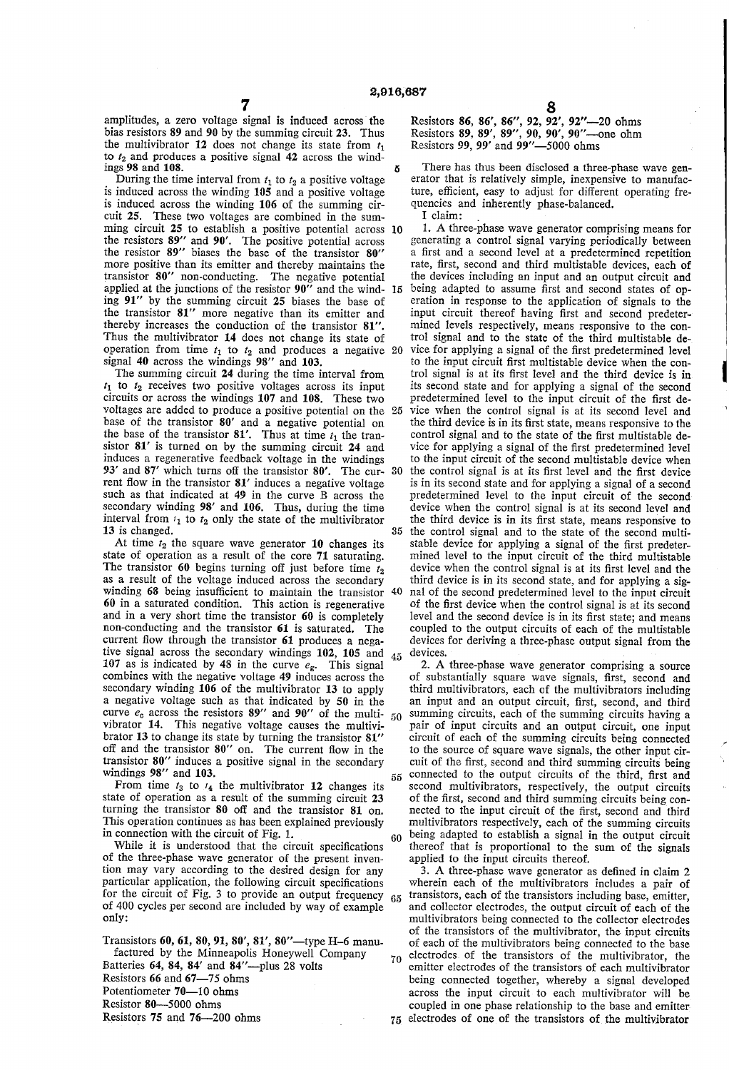amplitudes, a zero voltage signal is induced across the bias resistors 89 and 90 by the summing circuit 23. Thus the multivibrator 12 does not change its state from $t_1$ to $t_2$ and produces a positive signal 42 across the windings 98 and 108.

During the time interval from $t_1$ to $t_2$ a positive voltage is induced across the winding 105 and a positive voltage is induced across the winding 106 of the summing circuit 25. These two voltages are combined in the summing circuit 25 to establish a positive potential across the resistors 89'' and 90'. The positive potential across the resistor 89'' biases the base of the transistor 80'' more positive than its emitter and thereby maintains the transistor 80'' non-conducting. The negative potential applied at the junctions of the resistor 90'' and the winding 91'' by the summing circuit 25 biases the base of the transistor 81'' more negative than its emitter and thereby increases the conduction of the transistor 81''. Thus the multivibrator 14 does not change its state of operation from time $t_1$ to $t_2$ and produces a negative signal 40 across the windings 98'' and 103.

The summing circuit 24 during the time interval from $t_1$ to $t_2$ receives two positive voltages across its input circuits or across the windings 107 and 108. These two voltages are added to produce a positive potential on the base of the transistor 80' and a negative potential on the base of the transistor 81'. Thus at time $t_1$ the transistor 81' is turned on by the summing circuit 24 and induces a regenerative feedback voltage in the windings 93' and 87' which turns off the transistor 80'. The current flow in the transistor 81' induces a negative voltage such as that indicated at 49 in the curve B across the secondary winding 98' and 106. Thus, during the time interval from $t_1$ to $t_2$ only the state of the multivibrator 13 is changed.

At time $t_2$ the square wave generator 10 changes its state of operation as a result of the core 71 saturating. The transistor 60 begins turning off just before time $t_2$ as a result of the voltage induced across the secondary winding 68 being insufficient to maintain the transistor 60 in a saturated condition. This action is regenerative and in a very short time the transistor 60 is completely non-conducting and the transistor 61 is saturated. The current flow through the transistor 61 produces a negative signal across the secondary windings 102, 105 and 107 as is indicated by 48 in the curve $e_g$. This signal combines with the negative voltage 49 induces across the secondary winding 106 of the multivibrator 13 to apply a negative voltage such as that indicated by 50 in the curve $e_c$ across the resistors 89'' and 90'' of the multivibrator 14. This negative voltage causes the multivibrator 13 to change its state by turning the transistor 81'' off and the transistor 80'' on. The current flow in the transistor 80'' induces a positive signal in the secondary windings 98'' and 103.

From time $t_3$ to $t_4$ the multivibrator 12 changes its state of operation as a result of the summing circuit 23 turning the transistor 80 off and the transistor 81 on. This operation continues as has been explained previously in connection with the circuit of Fig. 1.

While it is understood that the circuit specifications of the three-phase wave generator of the present invention may vary according to the desired design for any particular application, the following circuit specifications for the circuit of Fig. 3 to provide an output frequency of 400 cycles per second are included by way of example only:

Transistors 60, 61, 80, 91, 80', 81', 80''—type H-6 manufactured by the Minneapolis Honeywell Company
Batteries 64, 84, 84' and 84''—plus 28 volts
Resistors 66 and 67—75 ohms
Potentiometer 70—10 ohms
Resistor 80—5000 ohms
Resistors 75 and 76—200 ohms
Resistors 86, 86', 86'', 92, 92', 92''—20 ohms
Resistors 89, 89', 89'', 90, 90', 90''—one ohm
Resistors 99, 99' and 99''—5000 ohms

There has thus been disclosed a three-phase wave generator that is relatively simple, inexpensive to manufacture, efficient, easy to adjust for different operating frequencies and inherently phase-balanced.

I claim:

1. A three-phase wave generator comprising means for generating a control signal varying periodically between a first and a second level at a predetermined repetition rate, first, second and third multistable devices, each of the devices including an input and an output circuit and being adapted to assume first and second states of operation in response to the application of signals to the input circuit thereof having first and second predetermined levels respectively, means responsive to the control signal and to the state of the third multistable device for applying a signal of the first predetermined level to the input circuit first multistable device when the control signal is at its first level and the third device is in its second state and for applying a signal of the second predetermined level to the input circuit of the first device when the control signal is at its second level and the third device is in its first state, means responsive to the control signal and to the state of the first multistable device for applying a signal of the first predetermined level to the input circuit of the second multistable device when the control signal is at its first level and the first device is in its second state and for applying a signal of a second predetermined level to the input circuit of the second device when the control signal is at its second level and the third device is in its first state, means responsive to the control signal and to the state of the second multistable device for applying a signal of the first predetermined level to the input circuit of the third multistable device when the control signal is at its first level and the third device is in its second state, and for applying a signal of the second predetermined level to the input circuit of the first device when the control signal is at its second level and the second device is in its first state; and means coupled to the output circuits of each of the multistable devices for deriving a three-phase output signal from the devices.

2. A three-phase wave generator comprising a source of substantially square wave signals, first, second and third multivibrators, each of the multivibrators including an input and an output circuit, first, second, and third summing circuits, each of the summing circuits having a pair of input circuits and an output circuit, one input circuit of each of the summing circuits being connected to the source of square wave signals, the other input circuit of the first, second and third summing circuits being connected to the output circuits of the third, first and second multivibrators, respectively, the output circuits of the first, second and third summing circuits being connected to the input circuit of the first, second and third multivibrators respectively, each of the summing circuits being adapted to establish a signal in the output circuit thereof that is proportional to the sum of the signals applied to the input circuits thereof.

3. A three-phase wave generator as defined in claim 2 wherein each of the multivibrators includes a pair of transistors, each of the transistors including base, emitter, and collector electrodes, the output circuit of each of the multivibrators being connected to the collector electrodes of the transistors of the multivibrator, the input circuits of each of the multivibrators being connected to the base electrodes of the transistors of the multivibrator, the emitter electrodes of the transistors of each multivibrator being connected together, whereby a signal developed across the input circuit to each multivibrator will be coupled in one phase relationship to the base and emitter electrodes of one of the transistors of the multivibrator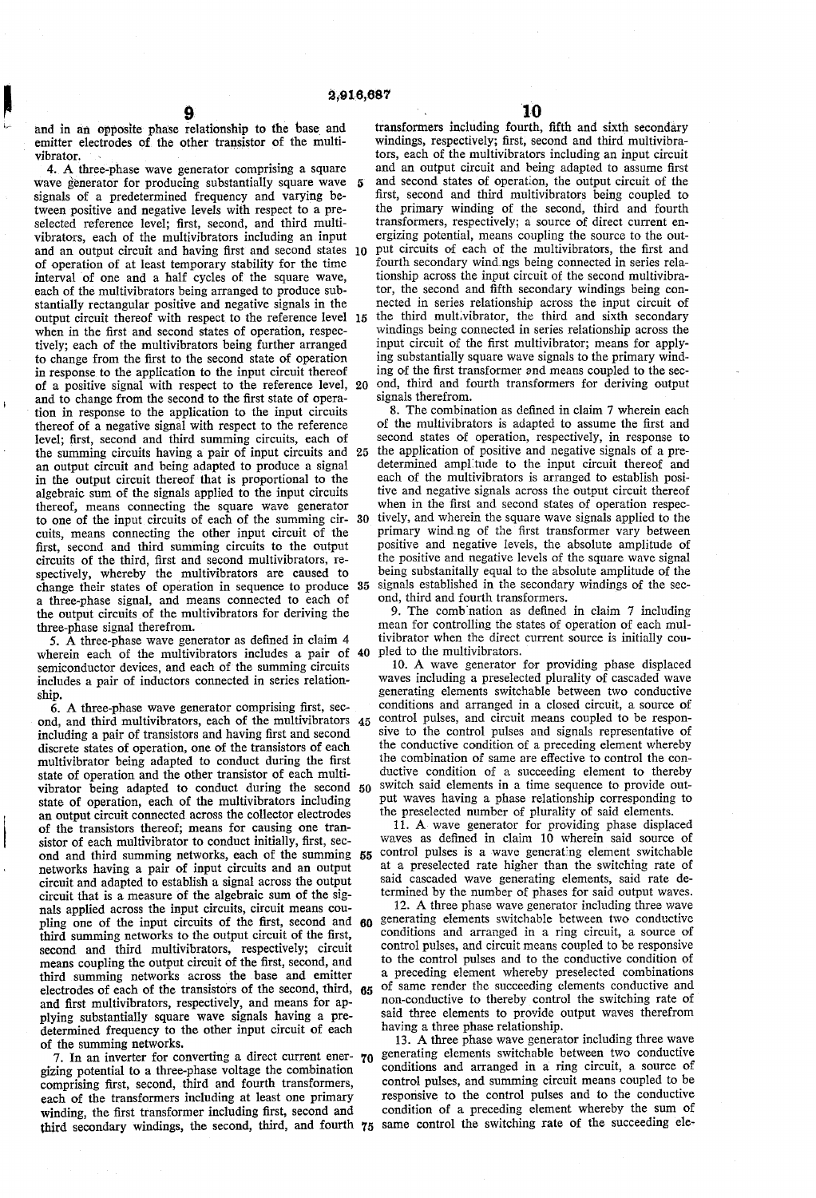and in an opposite phase relationship to the base and emitter electrodes of the other transistor of the multivibrator.

4. A three-phase wave generator comprising a square wave generator for producing substantially square wave signals of a predetermined frequency and varying between positive and negative levels with respect to a preselected reference level; first, second, and third multivibrators, each of the multivibrators including an input and an output circuit and having first and second states of operation of at least temporary stability for the time interval of one and a half cycles of the square wave, each of the multivibrators being arranged to produce substantially rectangular positive and negative signals in the output circuit thereof with respect to the reference level when in the first and second states of operation, respectively; each of the multivibrators being further arranged to change from the first to the second state of operation in response to the application to the input circuit thereof of a positive signal with respect to the reference level, and to change from the second to the first state of operation in response to the application to the input circuits thereof of a negative signal with respect to the reference level; first, second and third summing circuits, each of the summing circuits having a pair of input circuits and an output circuit and being adapted to produce a signal in the output circuit thereof that is proportional to the algebraic sum of the signals applied to the input circuits thereof, means connecting the square wave generator to one of the input circuits of each of the summing circuits, means connecting the other input circuit of the first, second and third summing circuits to the output circuits of the third, first and second multivibrators, respectively, whereby the multivibrators are caused to change their states of operation in sequence to produce a three-phase signal, and means connected to each of the output circuits of the multivibrators for deriving the three-phase signal therefrom.

5. A three-phase wave generator as defined in claim 4 wherein each of the multivibrators includes a pair of semiconductor devices, and each of the summing circuits includes a pair of inductors connected in series relationship.

6. A three-phase wave generator comprising first, second, and third multivibrators, each of the multivibrators including a pair of transistors and having first and second discrete states of operation, one of the transistors of each multivibrator being adapted to conduct during the first state of operation and the other transistor of each multivibrator being adapted to conduct during the second state of operation, each of the multivibrators including an output circuit connected across the collector electrodes of the transistors thereof; means for causing one transistor of each multivibrator to conduct initially, first, second and third summing networks, each of the summing networks having a pair of input circuits and an output circuit and adapted to establish a signal across the output circuit that is a measure of the algebraic sum of the signals applied across the input circuits, circuit means coupling one of the input circuits of the first, second and third summing networks to the output circuit of the first, second and third multivibrators, respectively; circuit means coupling the output circuit of the first, second, and third summing networks across the base and emitter electrodes of each of the transistors of the second, third, and first multivibrators, respectively, and means for applying substantially square wave signals having a predetermined frequency to the other input circuit of each of the summing networks.

7. In an inverter for converting a direct current energizing potential to a three-phase voltage the combination comprising first, second, third and fourth transformers, each of the transformers including at least one primary winding, the first transformer including first, second and third secondary windings, the second, third, and fourth transformers including fourth, fifth and sixth secondary windings, respectively; first, second and third multivibrators, each of the multivibrators including an input circuit and an output circuit and being adapted to assume first and second states of operation, the output circuit of the first, second and third multivibrators being coupled to the primary winding of the second, third and fourth transformers, respectively; a source of direct current energizing potential, means coupling the source to the output circuits of each of the multivibrators, the first and fourth secondary windings being connected in series relationship across the input circuit of the second multivibrator, the second and fifth secondary windings being connected in series relationship across the input circuit of the third multivibrator, the third and sixth secondary windings being connected in series relationship across the input circuit of the first multivibrator; means for applying substantially square wave signals to the primary winding of the first transformer and means coupled to the second, third and fourth transformers for deriving output signals therefrom.

8. The combination as defined in claim 7 wherein each of the multivibrators is adapted to assume the first and second states of operation, respectively, in response to the application of positive and negative signals of a predetermined amplitude to the input circuit thereof and each of the multivibrators is arranged to establish positive and negative signals across the output circuit thereof when in the first and second states of operation respectively, and wherein the square wave signals applied to the primary winding of the first transformer vary between positive and negative levels, the absolute amplitude of the positive and negative levels of the square wave signal being substanitally equal to the absolute amplitude of the signals established in the secondary windings of the second, third and fourth transformers.

9. The combination as defined in claim 7 including mean for controlling the states of operation of each multivibrator when the direct current source is initially coupled to the multivibrators.

10. A wave generator for providing phase displaced waves including a preselected plurality of cascaded wave generating elements switchable between two conductive conditions and arranged in a closed circuit, a source of control pulses, and circuit means coupled to be responsive to the control pulses and signals representative of the conductive condition of a preceding element whereby the combination of same are effective to control the conductive condition of a succeeding element to thereby switch said elements in a time sequence to provide output waves having a phase relationship corresponding to the preselected number of plurality of said elements.

11. A wave generator for providing phase displaced waves as defined in claim 10 wherein said source of control pulses is a wave generating element switchable at a preselected rate higher than the switching rate of said cascaded wave generating elements, said rate determined by the number of phases for said output waves.

12. A three phase wave generator including three wave generating elements switchable between two conductive conditions and arranged in a ring circuit, a source of control pulses, and circuit means coupled to be responsive to the control pulses and to the conductive condition of a preceding element whereby preselected combinations of same render the succeeding elements conductive and non-conductive to thereby control the switching rate of said three elements to provide output waves therefrom having a three phase relationship.

13. A three phase wave generator including three wave generating elements switchable between two conductive conditions and arranged in a ring circuit, a source of control pulses, and summing circuit means coupled to be responsive to the control pulses and to the conductive condition of a preceding element whereby the sum of same control the switching rate of the succeeding ele-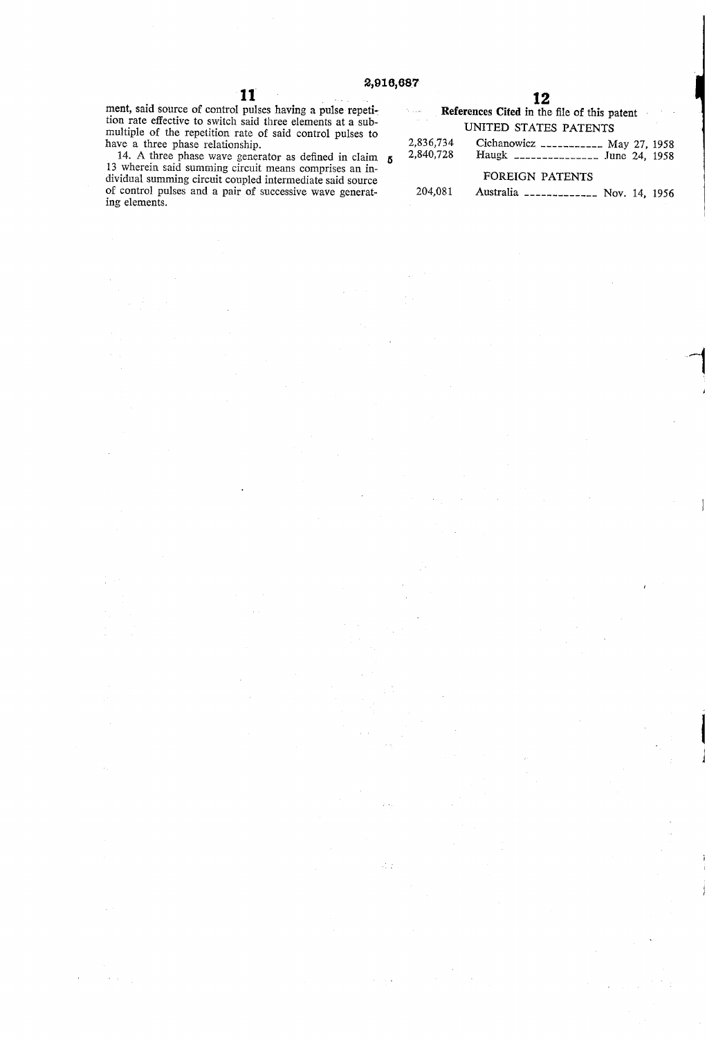ment, said source of control pulses having a pulse repetition rate effective to switch said three elements at a submultiple of the repetition rate of said control pulses to have a three phase relationship.

14. A three phase wave generator as defined in claim 13 wherein said summing circuit means comprises an individual summing circuit coupled intermediate said source of control pulses and a pair of successive wave generating elements.

**References Cited** in the file of this patent

UNITED STATES PATENTS

| | | |
|---|---|---|
| 2,836,734 | Cichanowicz | May 27, 1958 |
| 2,840,728 | Haugk | June 24, 1958 |

FOREIGN PATENTS

| | | |
|---|---|---|
| 204,081 | Australia | Nov. 14, 1956 |